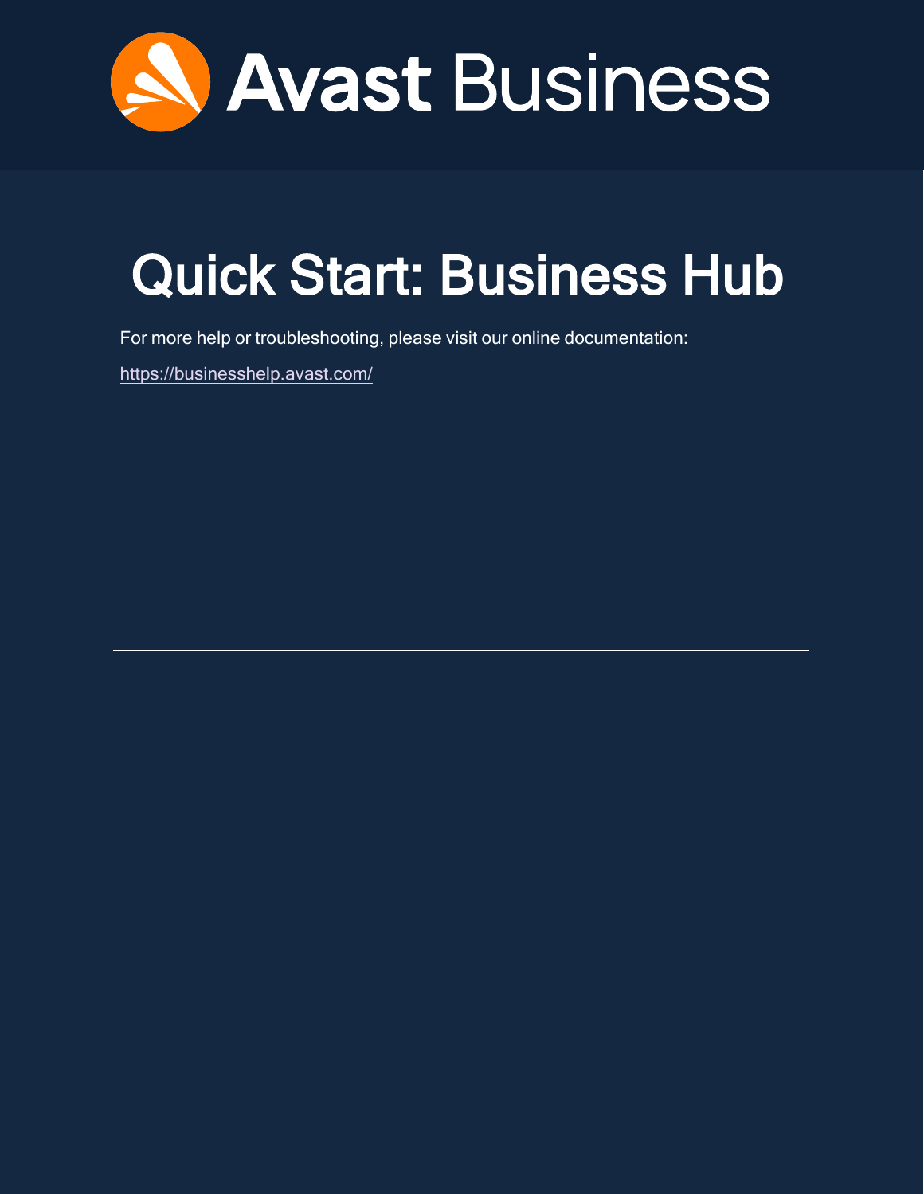Avast Business

# Quick Start: Business Hub

For more help or troubleshooting, please visit our online documentation:

https://businesshelp.avast.com/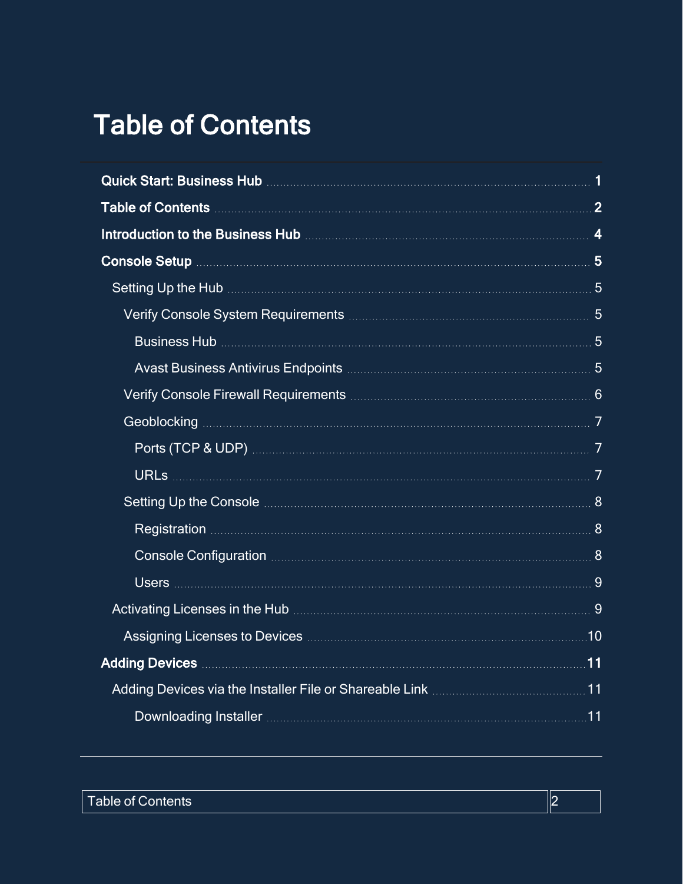# Table of Contents

**Quick Start: Business Hub** .......... **1**

**Table of Contents** .......... **2**

**Introduction to the Business Hub** .......... **4**

**Console Setup** .......... **5**

- Setting Up the Hub .......... 5
  - Verify Console System Requirements .......... 5
    - Business Hub .......... 5
    - Avast Business Antivirus Endpoints .......... 5
  - Verify Console Firewall Requirements .......... 6
  - Geoblocking .......... 7
    - Ports (TCP & UDP) .......... 7
    - URLs .......... 7
  - Setting Up the Console .......... 8
    - Registration .......... 8
    - Console Configuration .......... 8
    - Users .......... 9
- Activating Licenses in the Hub .......... 9
  - Assigning Licenses to Devices .......... 10

**Adding Devices** .......... **11**

- Adding Devices via the Installer File or Shareable Link .......... 11
  - Downloading Installer .......... 11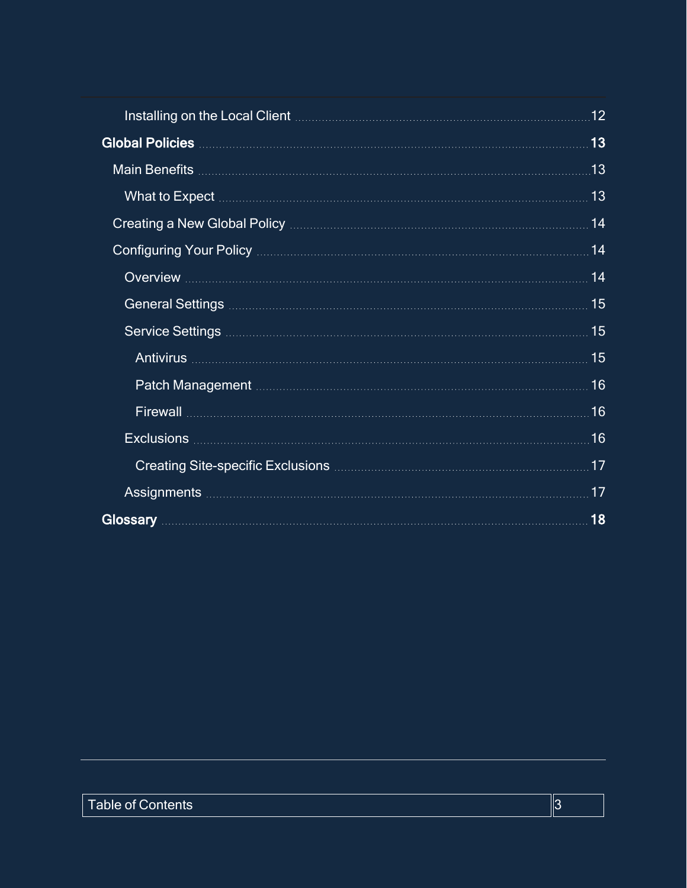- Installing on the Local Client ... 12

**Global Policies ... 13**

- Main Benefits ... 13
  - What to Expect ... 13
- Creating a New Global Policy ... 14
- Configuring Your Policy ... 14
  - Overview ... 14
  - General Settings ... 15
  - Service Settings ... 15
    - Antivirus ... 15
    - Patch Management ... 16
    - Firewall ... 16
  - Exclusions ... 16
    - Creating Site-specific Exclusions ... 17
  - Assignments ... 17

**Glossary ... 18**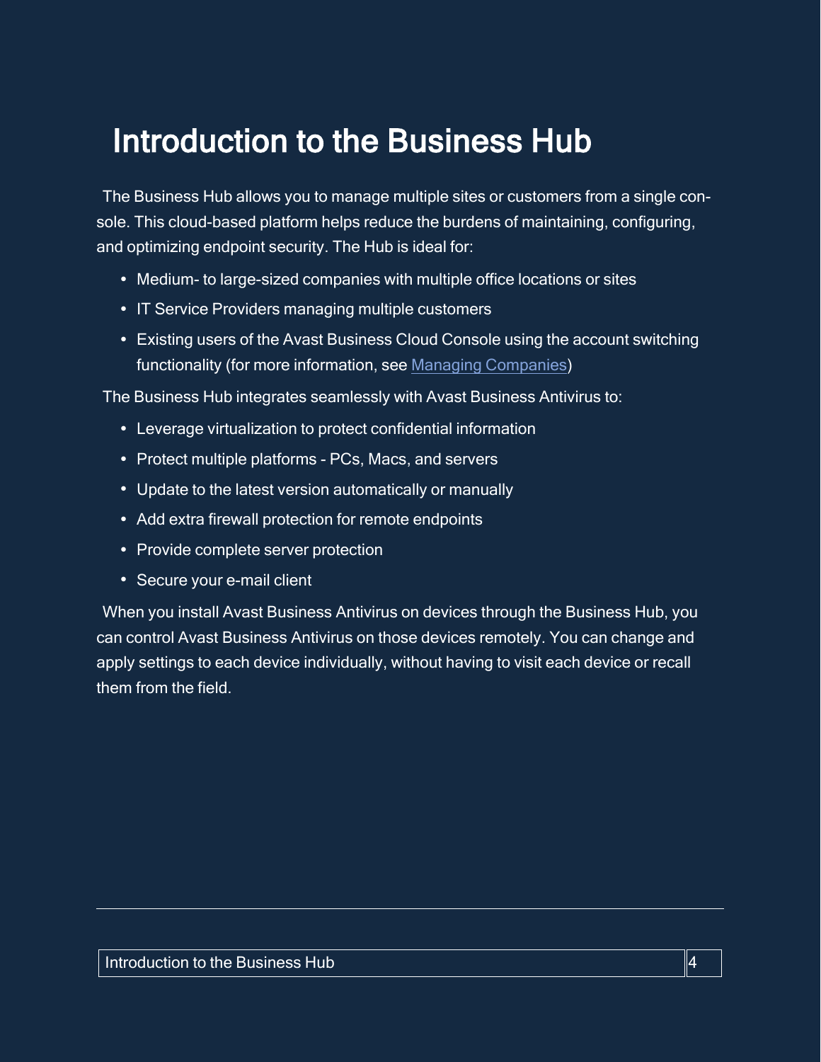# Introduction to the Business Hub

The Business Hub allows you to manage multiple sites or customers from a single console. This cloud-based platform helps reduce the burdens of maintaining, configuring, and optimizing endpoint security. The Hub is ideal for:

- Medium- to large-sized companies with multiple office locations or sites
- IT Service Providers managing multiple customers
- Existing users of the Avast Business Cloud Console using the account switching functionality (for more information, see Managing Companies)

The Business Hub integrates seamlessly with Avast Business Antivirus to:

- Leverage virtualization to protect confidential information
- Protect multiple platforms - PCs, Macs, and servers
- Update to the latest version automatically or manually
- Add extra firewall protection for remote endpoints
- Provide complete server protection
- Secure your e-mail client

When you install Avast Business Antivirus on devices through the Business Hub, you can control Avast Business Antivirus on those devices remotely. You can change and apply settings to each device individually, without having to visit each device or recall them from the field.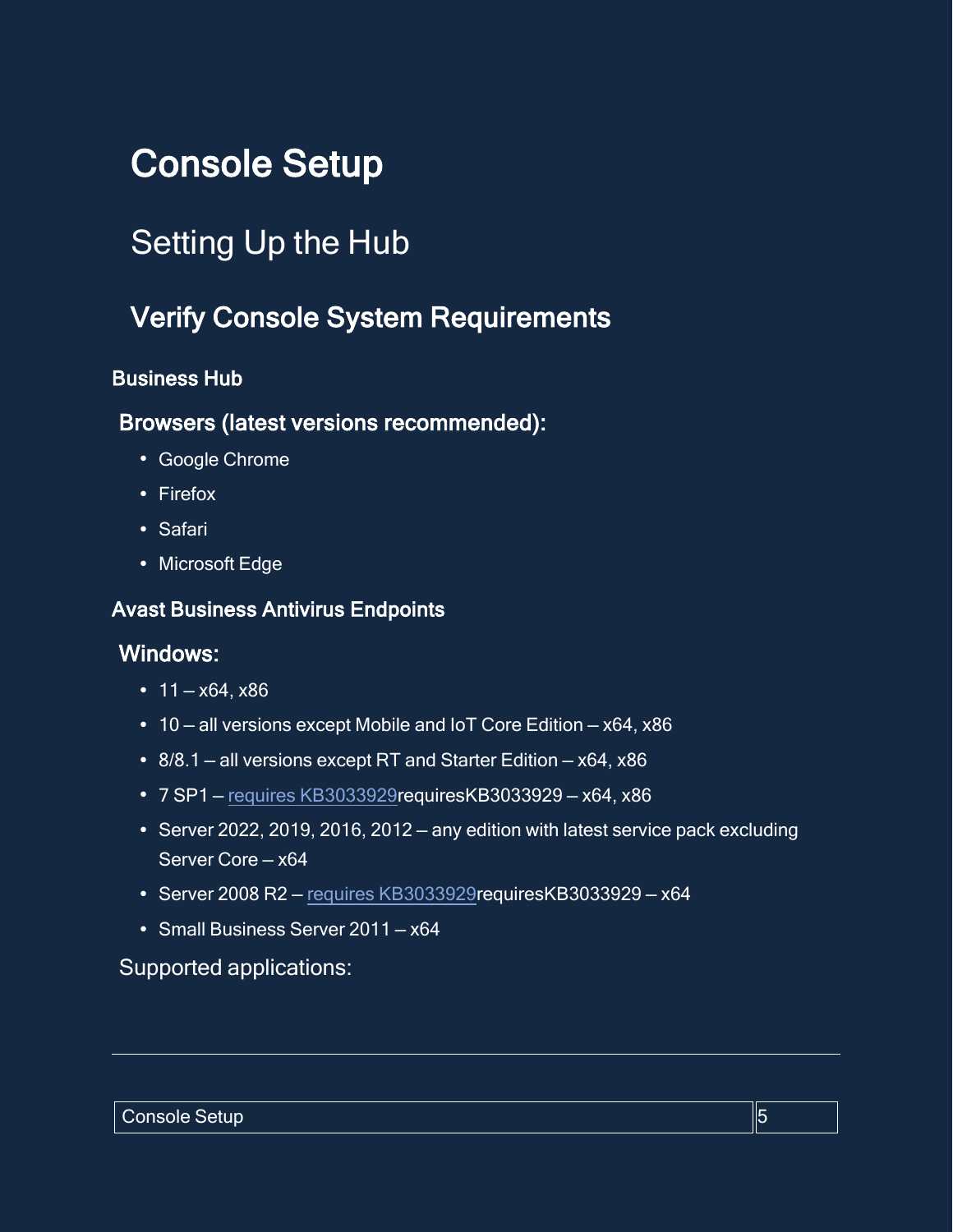# Console Setup

## Setting Up the Hub

### Verify Console System Requirements

#### Business Hub

#### Browsers (latest versions recommended):

- Google Chrome
- Firefox
- Safari
- Microsoft Edge

#### Avast Business Antivirus Endpoints

#### Windows:

- 11 – x64, x86
- 10 – all versions except Mobile and IoT Core Edition – x64, x86
- 8/8.1 – all versions except RT and Starter Edition – x64, x86
- 7 SP1 – requires KB3033929requiresKB3033929 – x64, x86
- Server 2022, 2019, 2016, 2012 – any edition with latest service pack excluding Server Core – x64
- Server 2008 R2 – requires KB3033929requiresKB3033929 – x64
- Small Business Server 2011 – x64

Supported applications: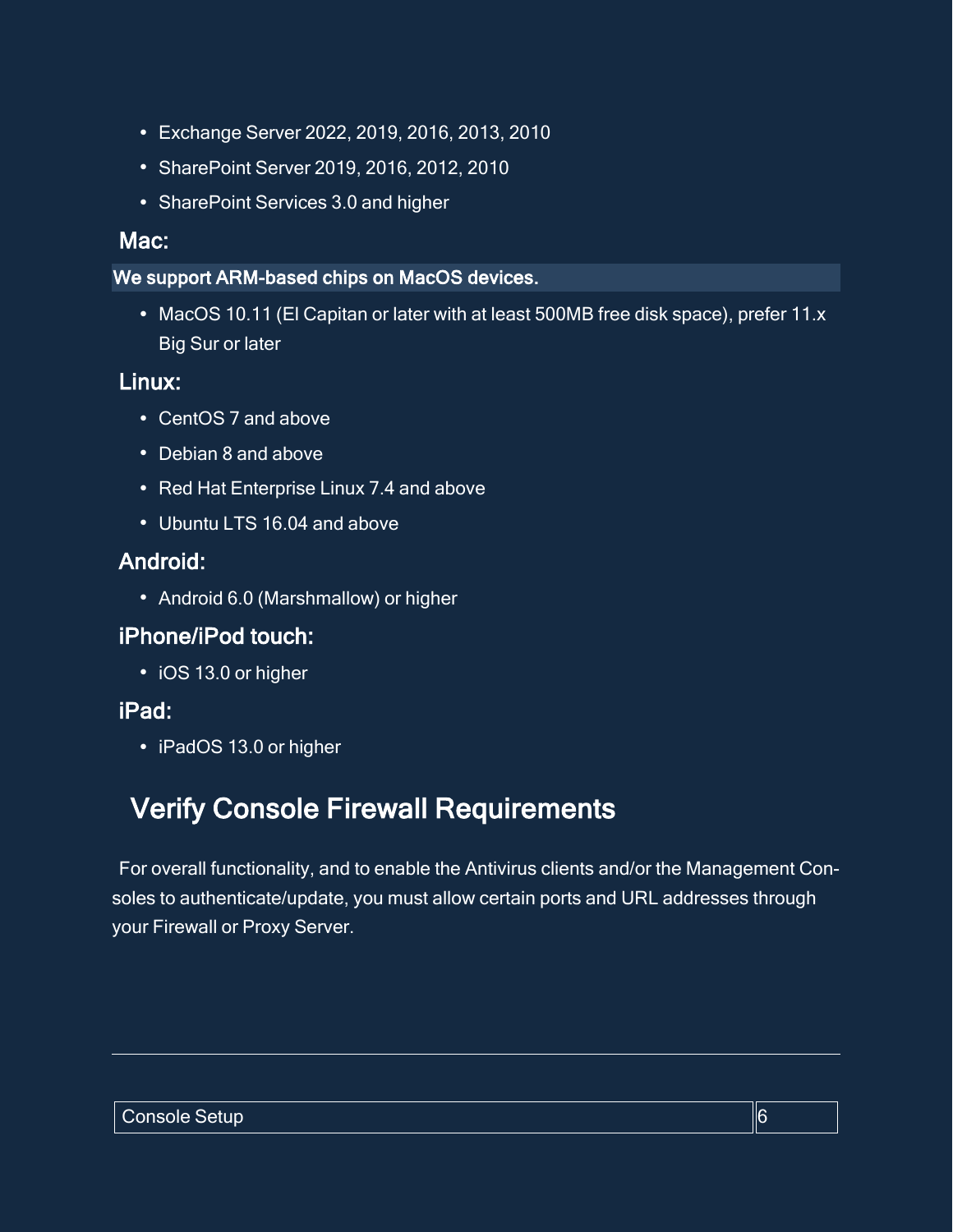- Exchange Server 2022, 2019, 2016, 2013, 2010
- SharePoint Server 2019, 2016, 2012, 2010
- SharePoint Services 3.0 and higher

### Mac:

**We support ARM-based chips on MacOS devices.**

- MacOS 10.11 (El Capitan or later with at least 500MB free disk space), prefer 11.x Big Sur or later

### Linux:

- CentOS 7 and above
- Debian 8 and above
- Red Hat Enterprise Linux 7.4 and above
- Ubuntu LTS 16.04 and above

### Android:

- Android 6.0 (Marshmallow) or higher

### iPhone/iPod touch:

- iOS 13.0 or higher

### iPad:

- iPadOS 13.0 or higher

## Verify Console Firewall Requirements

For overall functionality, and to enable the Antivirus clients and/or the Management Consoles to authenticate/update, you must allow certain ports and URL addresses through your Firewall or Proxy Server.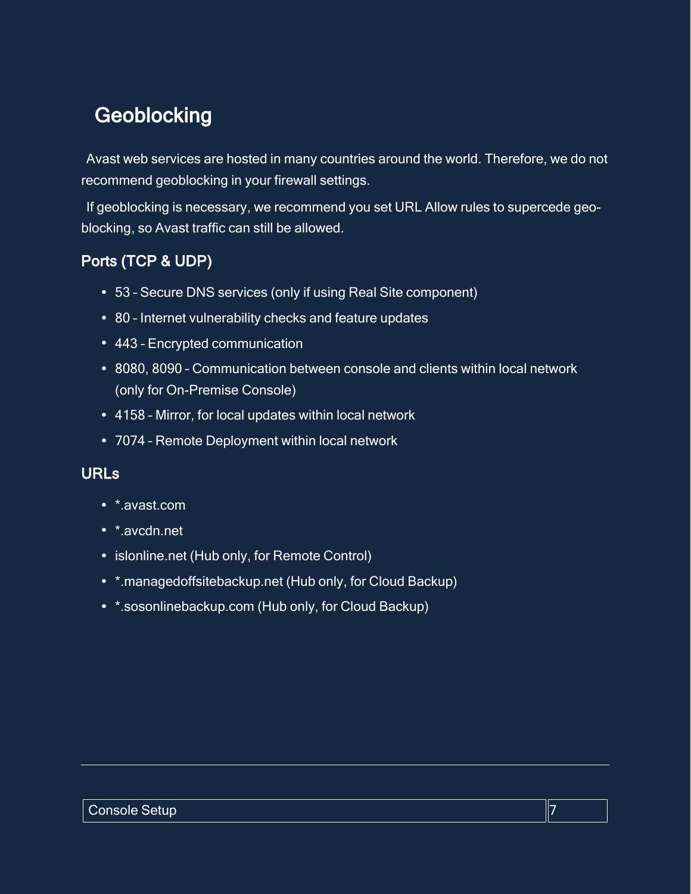## Geoblocking

Avast web services are hosted in many countries around the world. Therefore, we do not recommend geoblocking in your firewall settings.

If geoblocking is necessary, we recommend you set URL Allow rules to supercede geo-blocking, so Avast traffic can still be allowed.

### Ports (TCP & UDP)

- 53 – Secure DNS services (only if using Real Site component)
- 80 – Internet vulnerability checks and feature updates
- 443 – Encrypted communication
- 8080, 8090 – Communication between console and clients within local network (only for On-Premise Console)
- 4158 – Mirror, for local updates within local network
- 7074 – Remote Deployment within local network

### URLs

- *.avast.com
- *.avcdn.net
- islonline.net (Hub only, for Remote Control)
- *.managedoffsitebackup.net (Hub only, for Cloud Backup)
- *.sosonlinebackup.com (Hub only, for Cloud Backup)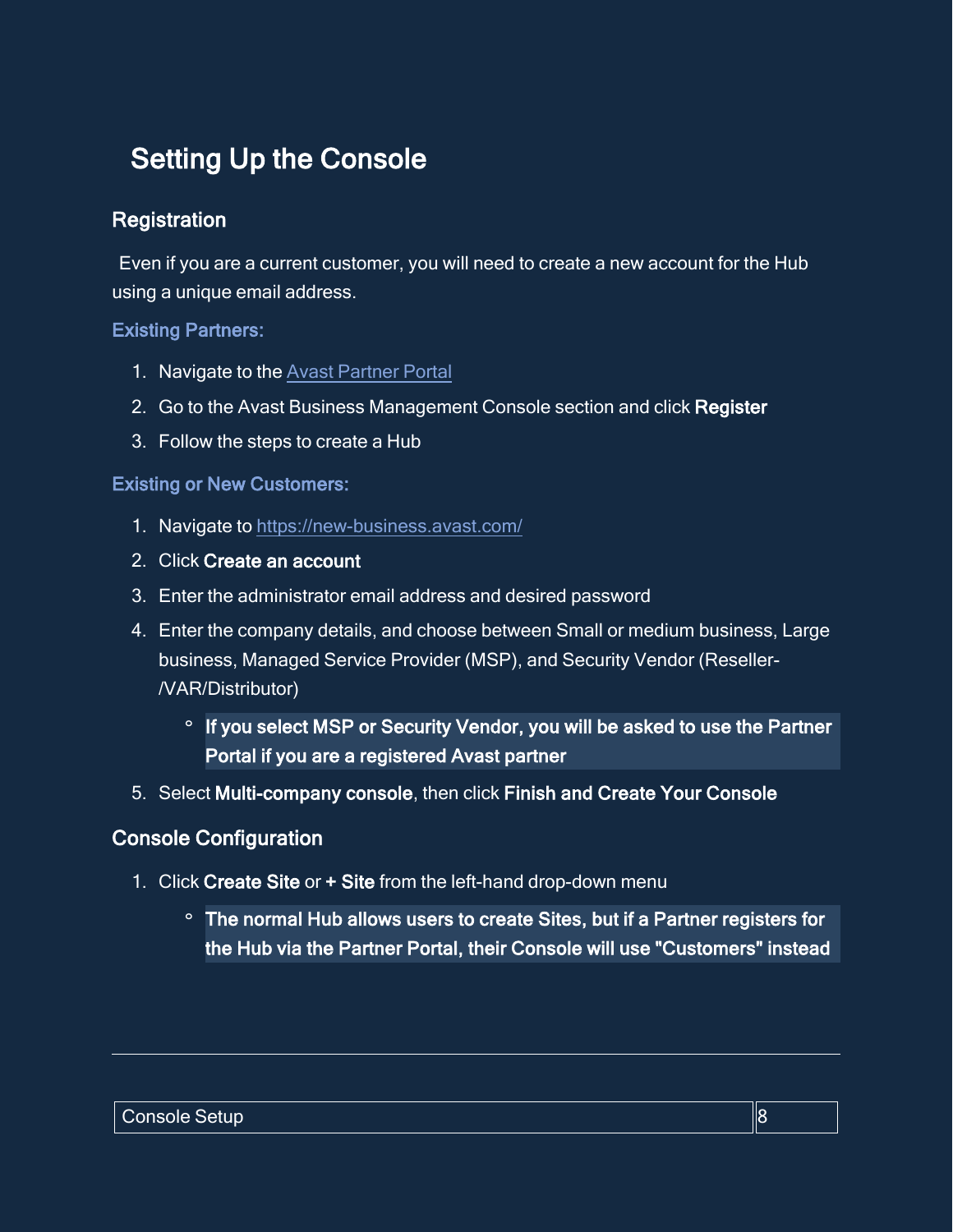# Setting Up the Console

## Registration

Even if you are a current customer, you will need to create a new account for the Hub using a unique email address.

### Existing Partners:

1. Navigate to the Avast Partner Portal
2. Go to the Avast Business Management Console section and click **Register**
3. Follow the steps to create a Hub

### Existing or New Customers:

1. Navigate to https://new-business.avast.com/
2. Click **Create an account**
3. Enter the administrator email address and desired password
4. Enter the company details, and choose between Small or medium business, Large business, Managed Service Provider (MSP), and Security Vendor (Reseller-/VAR/Distributor)
   - **If you select MSP or Security Vendor, you will be asked to use the Partner Portal if you are a registered Avast partner**
5. Select **Multi-company console**, then click **Finish and Create Your Console**

## Console Configuration

1. Click **Create Site** or **+ Site** from the left-hand drop-down menu
   - **The normal Hub allows users to create Sites, but if a Partner registers for the Hub via the Partner Portal, their Console will use "Customers" instead**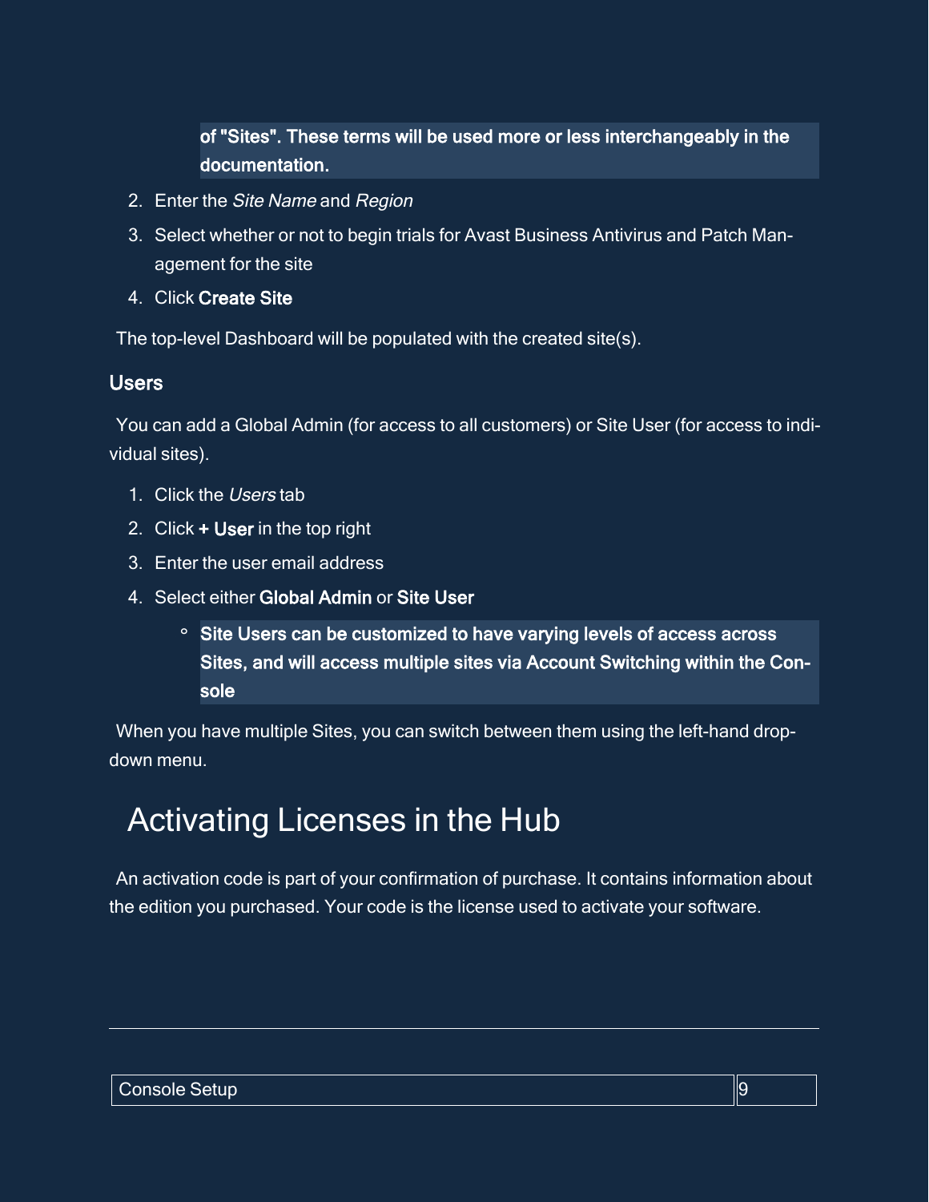of "Sites". These terms will be used more or less interchangeably in the documentation.

2. Enter the *Site Name* and *Region*
3. Select whether or not to begin trials for Avast Business Antivirus and Patch Management for the site
4. Click **Create Site**

The top-level Dashboard will be populated with the created site(s).

### Users

You can add a Global Admin (for access to all customers) or Site User (for access to individual sites).

1. Click the *Users* tab
2. Click **+ User** in the top right
3. Enter the user email address
4. Select either **Global Admin** or **Site User**
   - **Site Users can be customized to have varying levels of access across Sites, and will access multiple sites via Account Switching within the Console**

When you have multiple Sites, you can switch between them using the left-hand drop-down menu.

# Activating Licenses in the Hub

An activation code is part of your confirmation of purchase. It contains information about the edition you purchased. Your code is the license used to activate your software.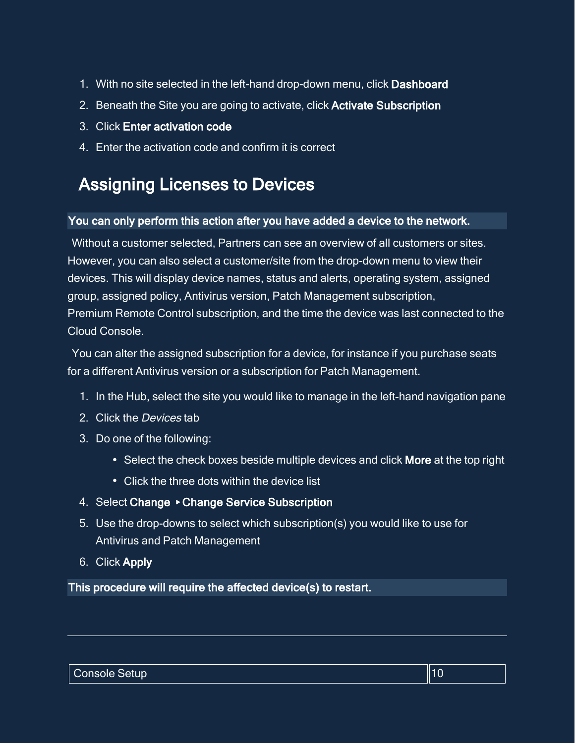1. With no site selected in the left-hand drop-down menu, click **Dashboard**
2. Beneath the Site you are going to activate, click **Activate Subscription**
3. Click **Enter activation code**
4. Enter the activation code and confirm it is correct

## Assigning Licenses to Devices

**You can only perform this action after you have added a device to the network.**

Without a customer selected, Partners can see an overview of all customers or sites. However, you can also select a customer/site from the drop-down menu to view their devices. This will display device names, status and alerts, operating system, assigned group, assigned policy, Antivirus version, Patch Management subscription, Premium Remote Control subscription, and the time the device was last connected to the Cloud Console.

You can alter the assigned subscription for a device, for instance if you purchase seats for a different Antivirus version or a subscription for Patch Management.

1. In the Hub, select the site you would like to manage in the left-hand navigation pane
2. Click the *Devices* tab
3. Do one of the following:
   - Select the check boxes beside multiple devices and click **More** at the top right
   - Click the three dots within the device list
4. Select **Change** ▸ **Change Service Subscription**
5. Use the drop-downs to select which subscription(s) you would like to use for Antivirus and Patch Management
6. Click **Apply**

**This procedure will require the affected device(s) to restart.**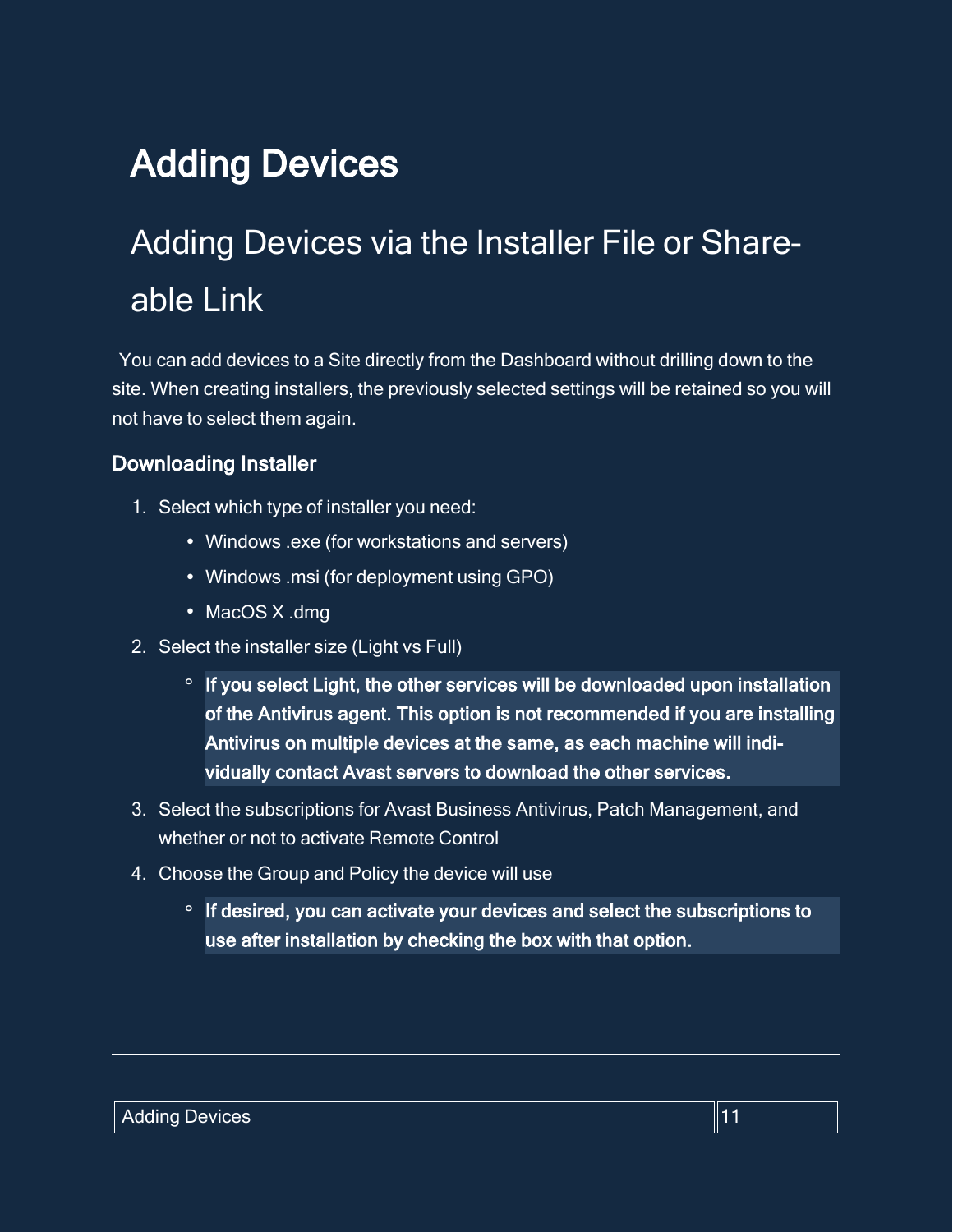# Adding Devices

## Adding Devices via the Installer File or Shareable Link

You can add devices to a Site directly from the Dashboard without drilling down to the site. When creating installers, the previously selected settings will be retained so you will not have to select them again.

### Downloading Installer

1. Select which type of installer you need:
    - Windows .exe (for workstations and servers)
    - Windows .msi (for deployment using GPO)
    - MacOS X .dmg
2. Select the installer size (Light vs Full)
    - **If you select Light, the other services will be downloaded upon installation of the Antivirus agent. This option is not recommended if you are installing Antivirus on multiple devices at the same, as each machine will individually contact Avast servers to download the other services.**
3. Select the subscriptions for Avast Business Antivirus, Patch Management, and whether or not to activate Remote Control
4. Choose the Group and Policy the device will use
    - **If desired, you can activate your devices and select the subscriptions to use after installation by checking the box with that option.**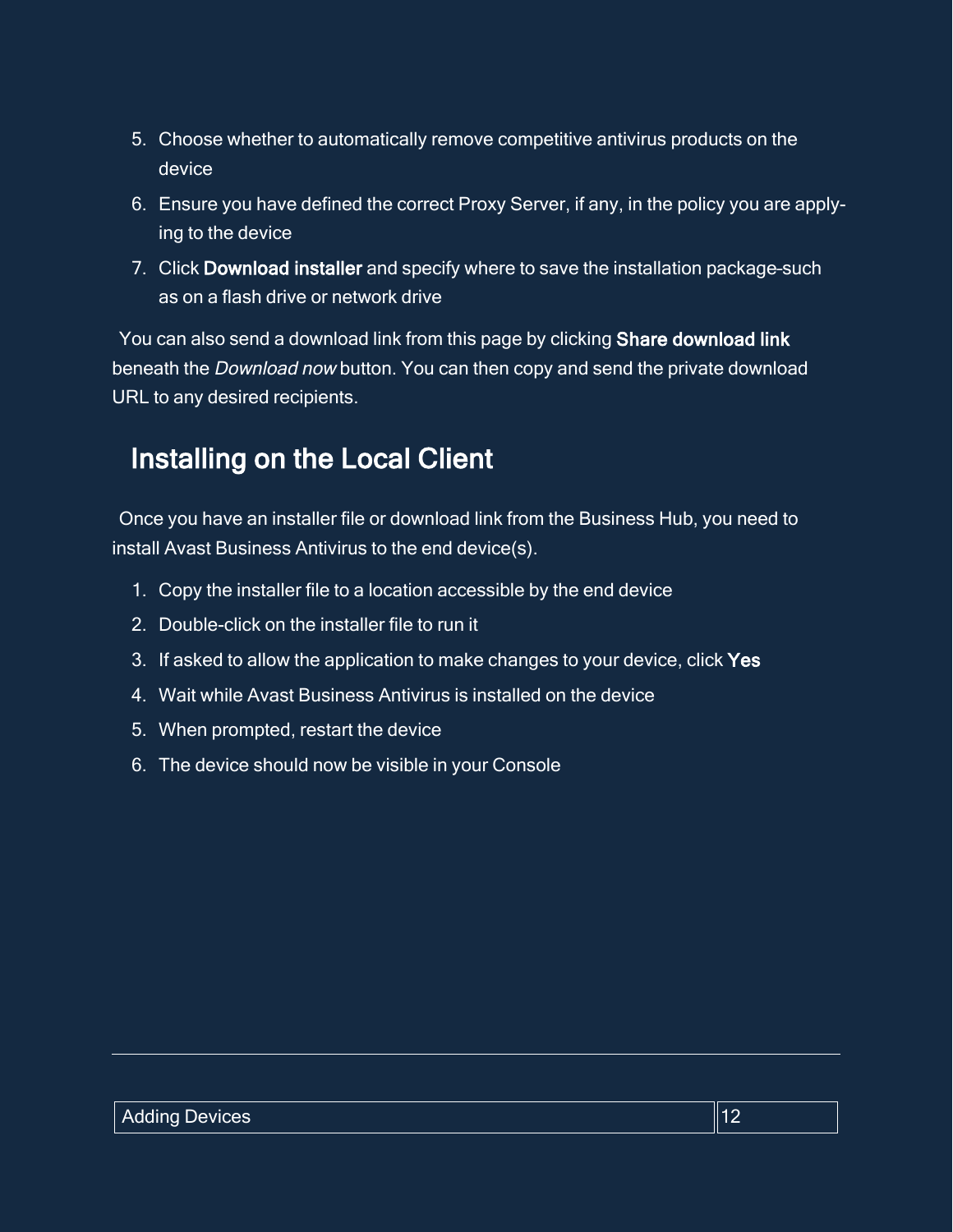5. Choose whether to automatically remove competitive antivirus products on the device
6. Ensure you have defined the correct Proxy Server, if any, in the policy you are applying to the device
7. Click **Download installer** and specify where to save the installation package–such as on a flash drive or network drive

You can also send a download link from this page by clicking **Share download link** beneath the *Download now* button. You can then copy and send the private download URL to any desired recipients.

## Installing on the Local Client

Once you have an installer file or download link from the Business Hub, you need to install Avast Business Antivirus to the end device(s).

1. Copy the installer file to a location accessible by the end device
2. Double-click on the installer file to run it
3. If asked to allow the application to make changes to your device, click **Yes**
4. Wait while Avast Business Antivirus is installed on the device
5. When prompted, restart the device
6. The device should now be visible in your Console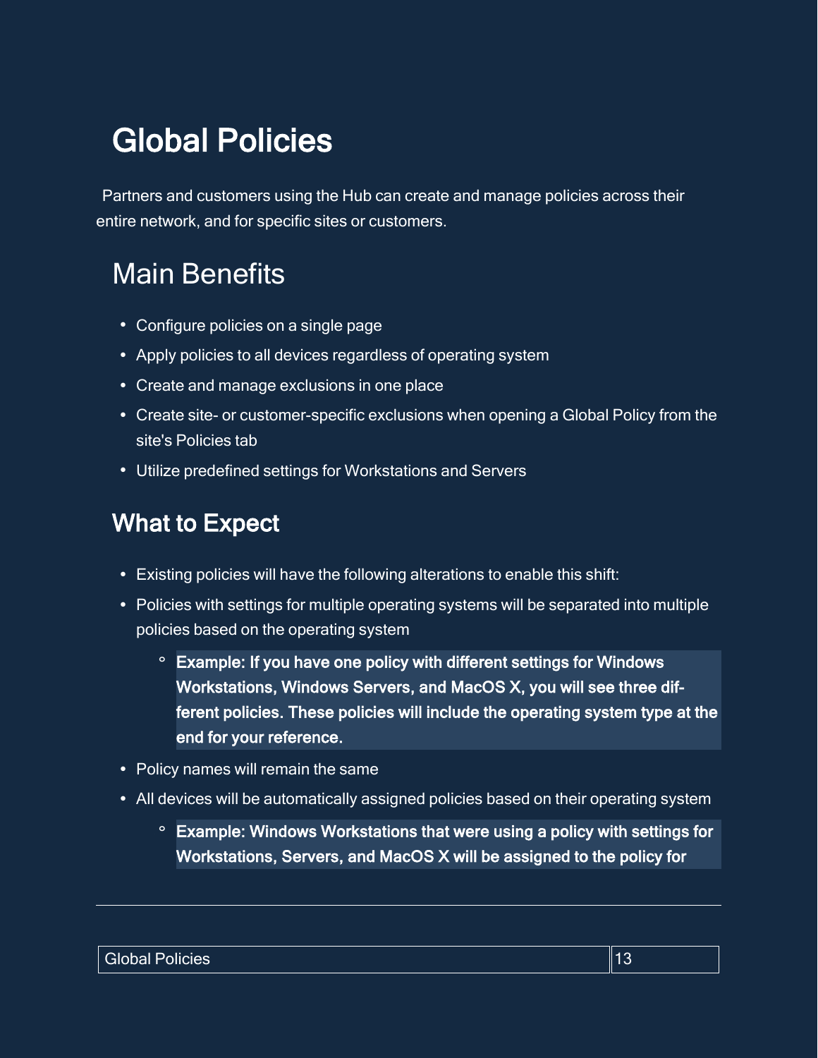# Global Policies

Partners and customers using the Hub can create and manage policies across their entire network, and for specific sites or customers.

## Main Benefits

- Configure policies on a single page
- Apply policies to all devices regardless of operating system
- Create and manage exclusions in one place
- Create site- or customer-specific exclusions when opening a Global Policy from the site's Policies tab
- Utilize predefined settings for Workstations and Servers

### What to Expect

- Existing policies will have the following alterations to enable this shift:
- Policies with settings for multiple operating systems will be separated into multiple policies based on the operating system
  - **Example: If you have one policy with different settings for Windows Workstations, Windows Servers, and MacOS X, you will see three different policies. These policies will include the operating system type at the end for your reference.**
- Policy names will remain the same
- All devices will be automatically assigned policies based on their operating system
  - **Example: Windows Workstations that were using a policy with settings for Workstations, Servers, and MacOS X will be assigned to the policy for**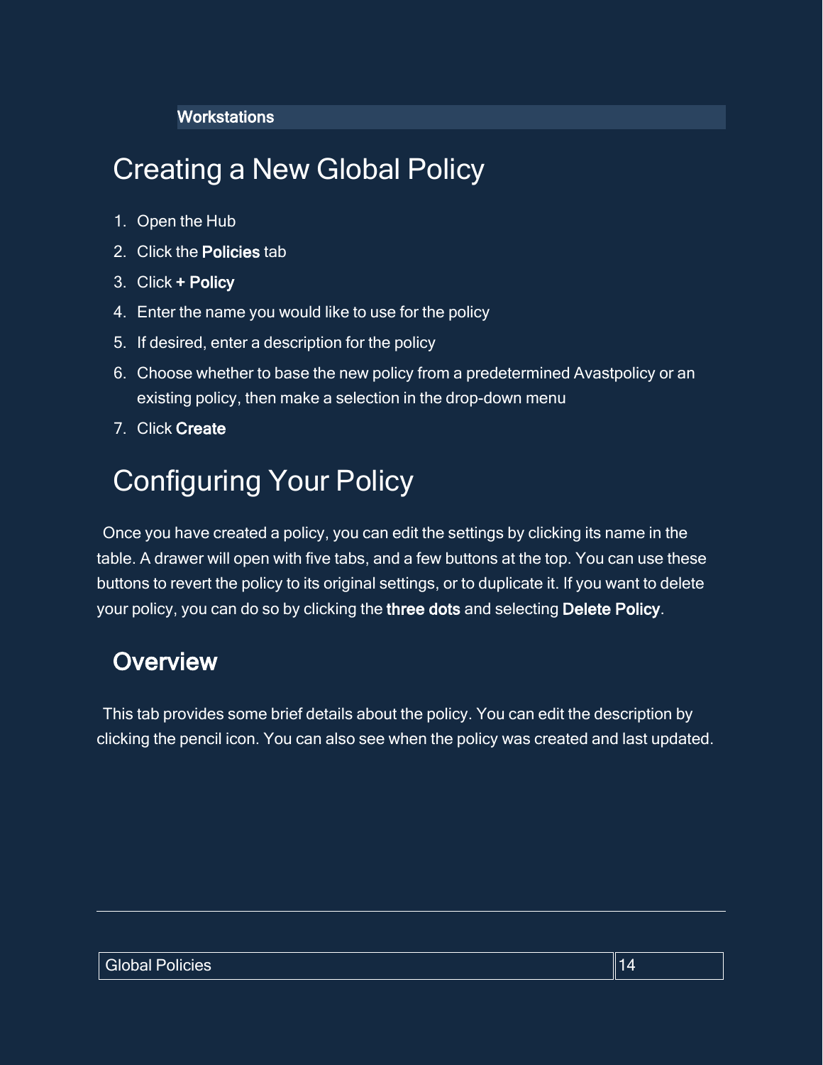Workstations

# Creating a New Global Policy

1. Open the Hub
2. Click the **Policies** tab
3. Click **+ Policy**
4. Enter the name you would like to use for the policy
5. If desired, enter a description for the policy
6. Choose whether to base the new policy from a predetermined Avastpolicy or an existing policy, then make a selection in the drop-down menu
7. Click **Create**

# Configuring Your Policy

Once you have created a policy, you can edit the settings by clicking its name in the table. A drawer will open with five tabs, and a few buttons at the top. You can use these buttons to revert the policy to its original settings, or to duplicate it. If you want to delete your policy, you can do so by clicking the **three dots** and selecting **Delete Policy**.

## Overview

This tab provides some brief details about the policy. You can edit the description by clicking the pencil icon. You can also see when the policy was created and last updated.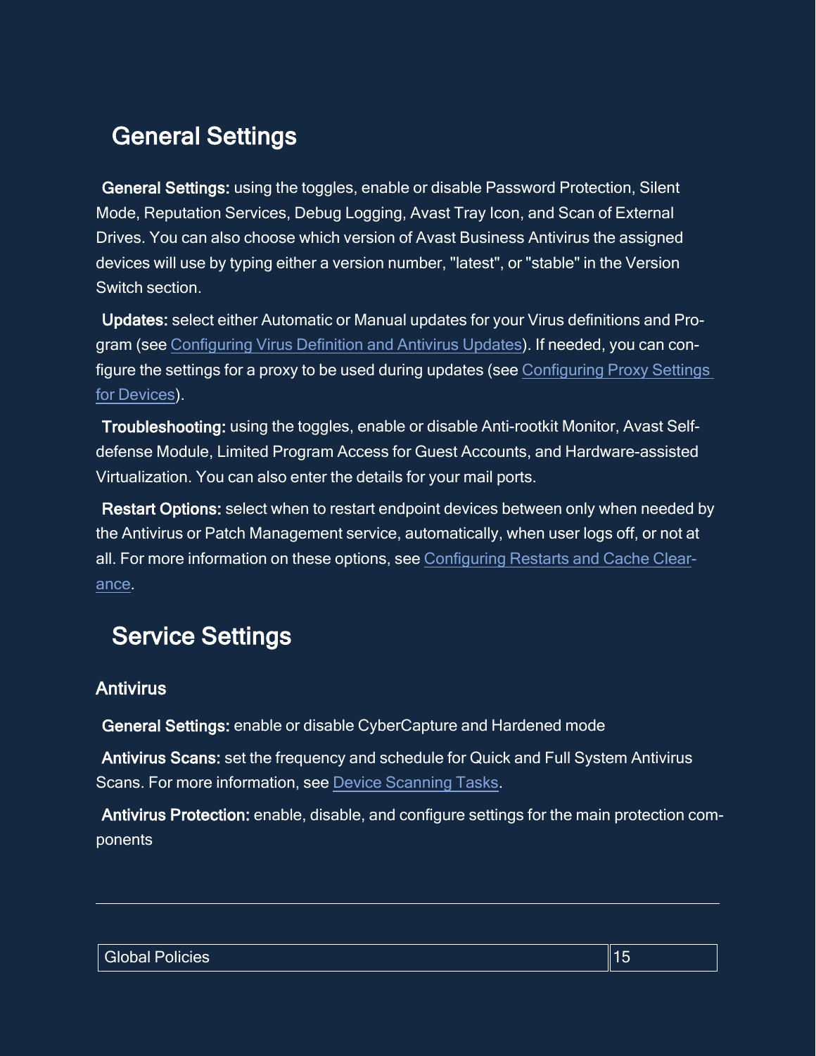## General Settings

**General Settings:** using the toggles, enable or disable Password Protection, Silent Mode, Reputation Services, Debug Logging, Avast Tray Icon, and Scan of External Drives. You can also choose which version of Avast Business Antivirus the assigned devices will use by typing either a version number, "latest", or "stable" in the Version Switch section.

**Updates:** select either Automatic or Manual updates for your Virus definitions and Program (see Configuring Virus Definition and Antivirus Updates). If needed, you can configure the settings for a proxy to be used during updates (see Configuring Proxy Settings for Devices).

**Troubleshooting:** using the toggles, enable or disable Anti-rootkit Monitor, Avast Self-defense Module, Limited Program Access for Guest Accounts, and Hardware-assisted Virtualization. You can also enter the details for your mail ports.

**Restart Options:** select when to restart endpoint devices between only when needed by the Antivirus or Patch Management service, automatically, when user logs off, or not at all. For more information on these options, see Configuring Restarts and Cache Clearance.

## Service Settings

### Antivirus

**General Settings:** enable or disable CyberCapture and Hardened mode

**Antivirus Scans:** set the frequency and schedule for Quick and Full System Antivirus Scans. For more information, see Device Scanning Tasks.

**Antivirus Protection:** enable, disable, and configure settings for the main protection components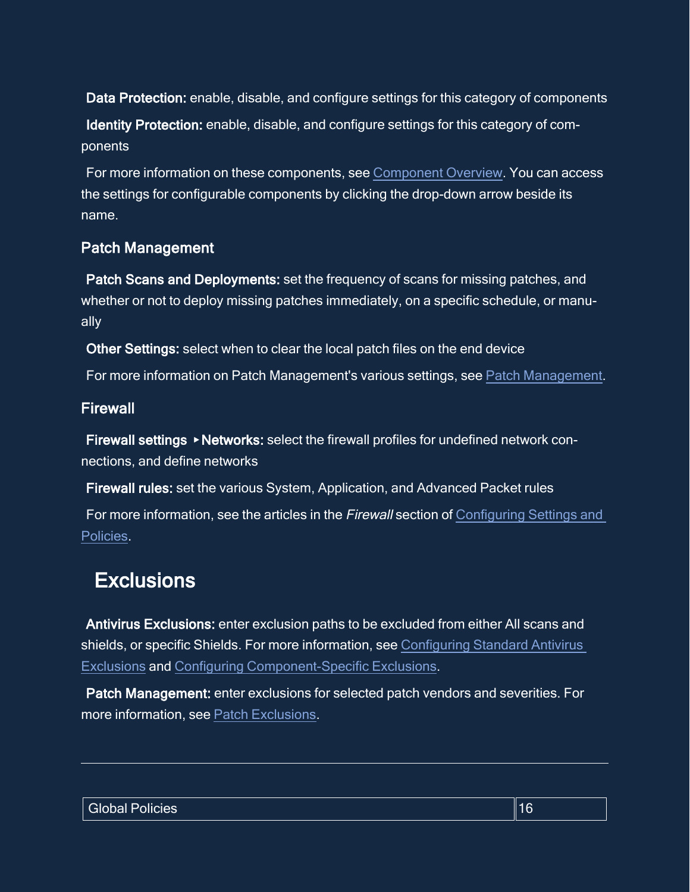**Data Protection:** enable, disable, and configure settings for this category of components

**Identity Protection:** enable, disable, and configure settings for this category of components

For more information on these components, see Component Overview. You can access the settings for configurable components by clicking the drop-down arrow beside its name.

### Patch Management

**Patch Scans and Deployments:** set the frequency of scans for missing patches, and whether or not to deploy missing patches immediately, on a specific schedule, or manually

**Other Settings:** select when to clear the local patch files on the end device

For more information on Patch Management's various settings, see Patch Management.

### Firewall

**Firewall settings ▸ Networks:** select the firewall profiles for undefined network connections, and define networks

**Firewall rules:** set the various System, Application, and Advanced Packet rules

For more information, see the articles in the *Firewall* section of Configuring Settings and Policies.

## Exclusions

**Antivirus Exclusions:** enter exclusion paths to be excluded from either All scans and shields, or specific Shields. For more information, see Configuring Standard Antivirus Exclusions and Configuring Component-Specific Exclusions.

**Patch Management:** enter exclusions for selected patch vendors and severities. For more information, see Patch Exclusions.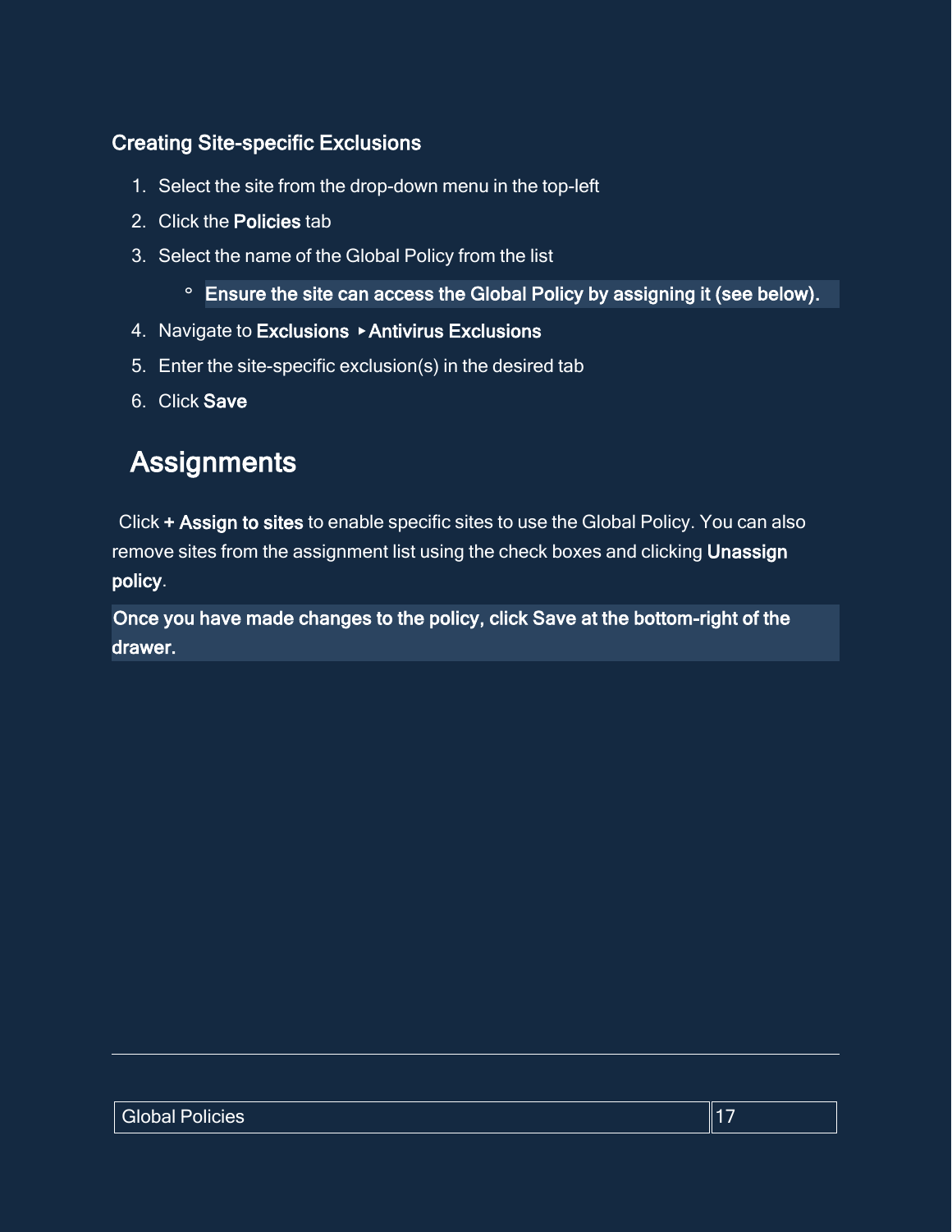### Creating Site-specific Exclusions

1. Select the site from the drop-down menu in the top-left
2. Click the **Policies** tab
3. Select the name of the Global Policy from the list
   - **Ensure the site can access the Global Policy by assigning it (see below).**
4. Navigate to **Exclusions** ▸ **Antivirus Exclusions**
5. Enter the site-specific exclusion(s) in the desired tab
6. Click **Save**

## Assignments

Click **+ Assign to sites** to enable specific sites to use the Global Policy. You can also remove sites from the assignment list using the check boxes and clicking **Unassign policy**.

**Once you have made changes to the policy, click Save at the bottom-right of the drawer.**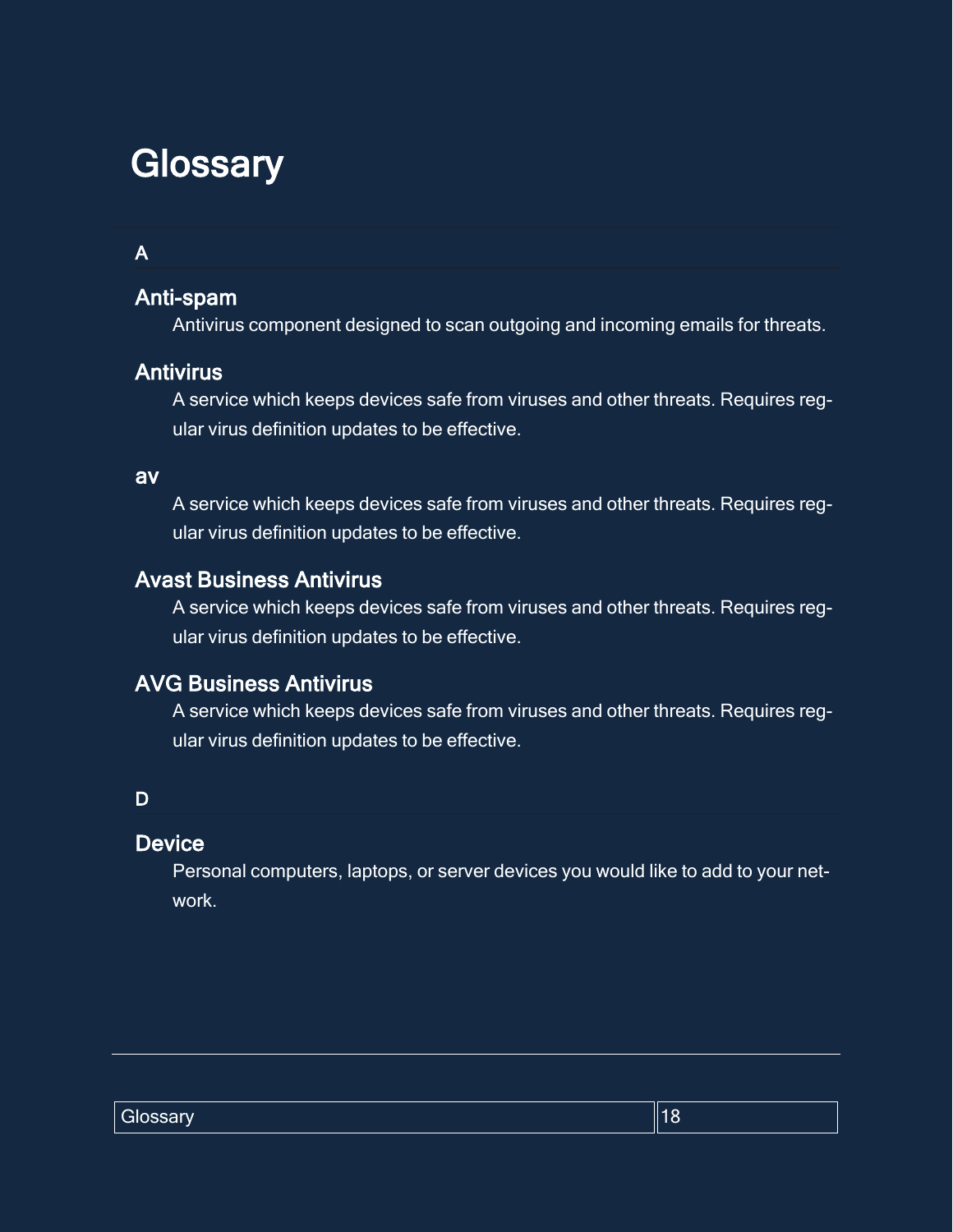# Glossary

## A

### Anti-spam

Antivirus component designed to scan outgoing and incoming emails for threats.

### Antivirus

A service which keeps devices safe from viruses and other threats. Requires regular virus definition updates to be effective.

### av

A service which keeps devices safe from viruses and other threats. Requires regular virus definition updates to be effective.

### Avast Business Antivirus

A service which keeps devices safe from viruses and other threats. Requires regular virus definition updates to be effective.

### AVG Business Antivirus

A service which keeps devices safe from viruses and other threats. Requires regular virus definition updates to be effective.

## D

### Device

Personal computers, laptops, or server devices you would like to add to your network.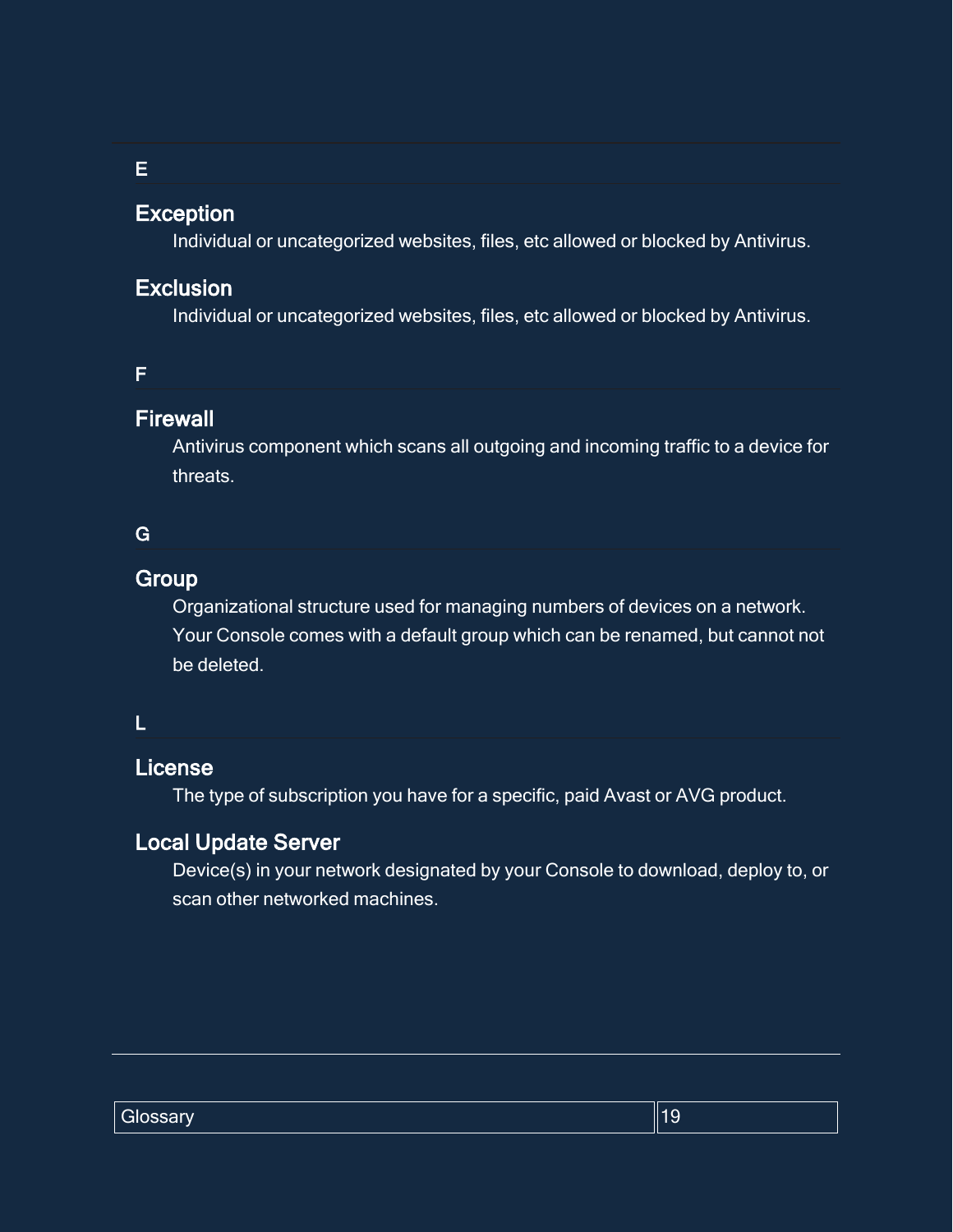## E

### Exception

Individual or uncategorized websites, files, etc allowed or blocked by Antivirus.

### Exclusion

Individual or uncategorized websites, files, etc allowed or blocked by Antivirus.

## F

### Firewall

Antivirus component which scans all outgoing and incoming traffic to a device for threats.

## G

### Group

Organizational structure used for managing numbers of devices on a network. Your Console comes with a default group which can be renamed, but cannot not be deleted.

## L

### License

The type of subscription you have for a specific, paid Avast or AVG product.

### Local Update Server

Device(s) in your network designated by your Console to download, deploy to, or scan other networked machines.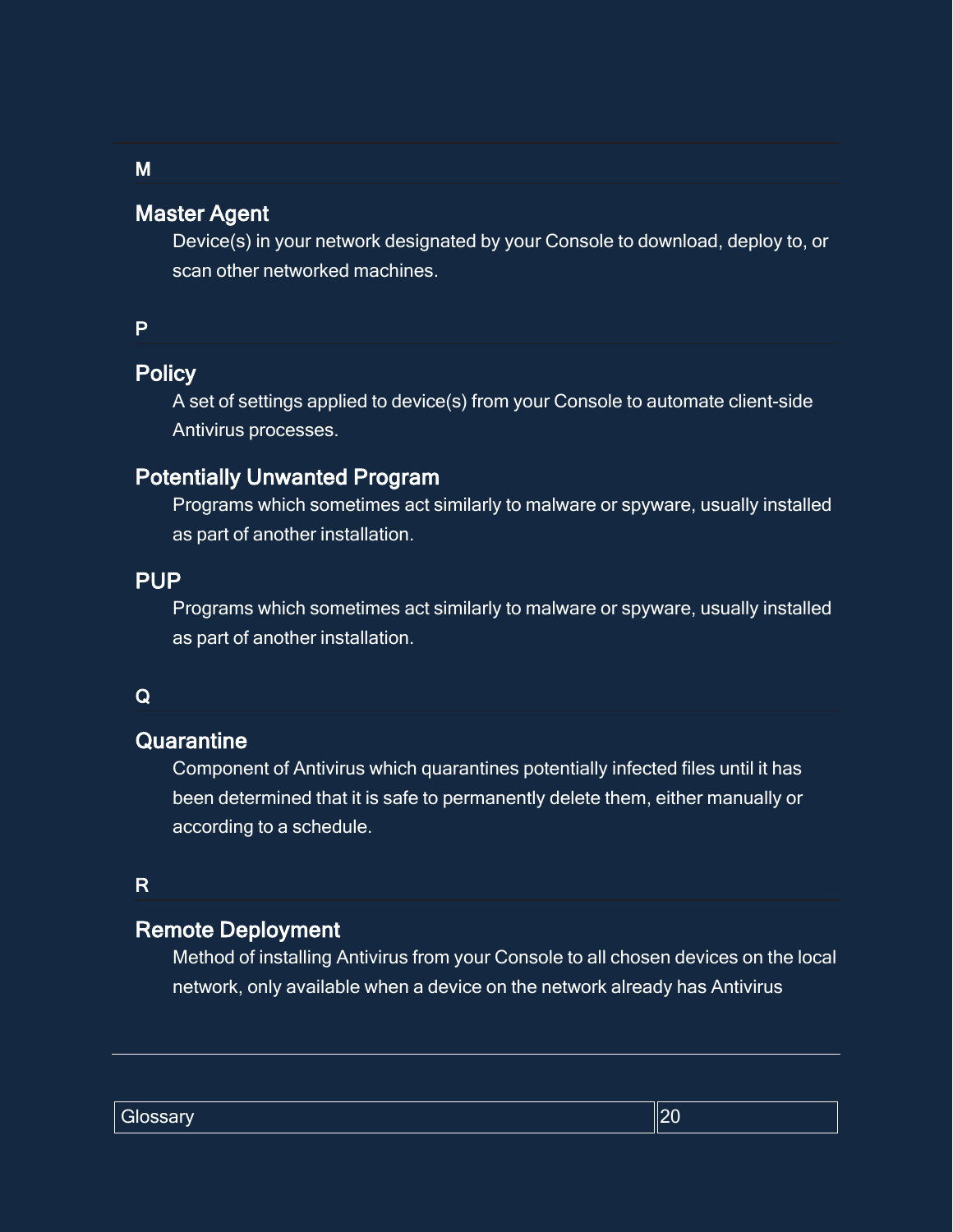## M

### Master Agent

Device(s) in your network designated by your Console to download, deploy to, or scan other networked machines.

## P

### Policy

A set of settings applied to device(s) from your Console to automate client-side Antivirus processes.

### Potentially Unwanted Program

Programs which sometimes act similarly to malware or spyware, usually installed as part of another installation.

### PUP

Programs which sometimes act similarly to malware or spyware, usually installed as part of another installation.

## Q

### Quarantine

Component of Antivirus which quarantines potentially infected files until it has been determined that it is safe to permanently delete them, either manually or according to a schedule.

## R

### Remote Deployment

Method of installing Antivirus from your Console to all chosen devices on the local network, only available when a device on the network already has Antivirus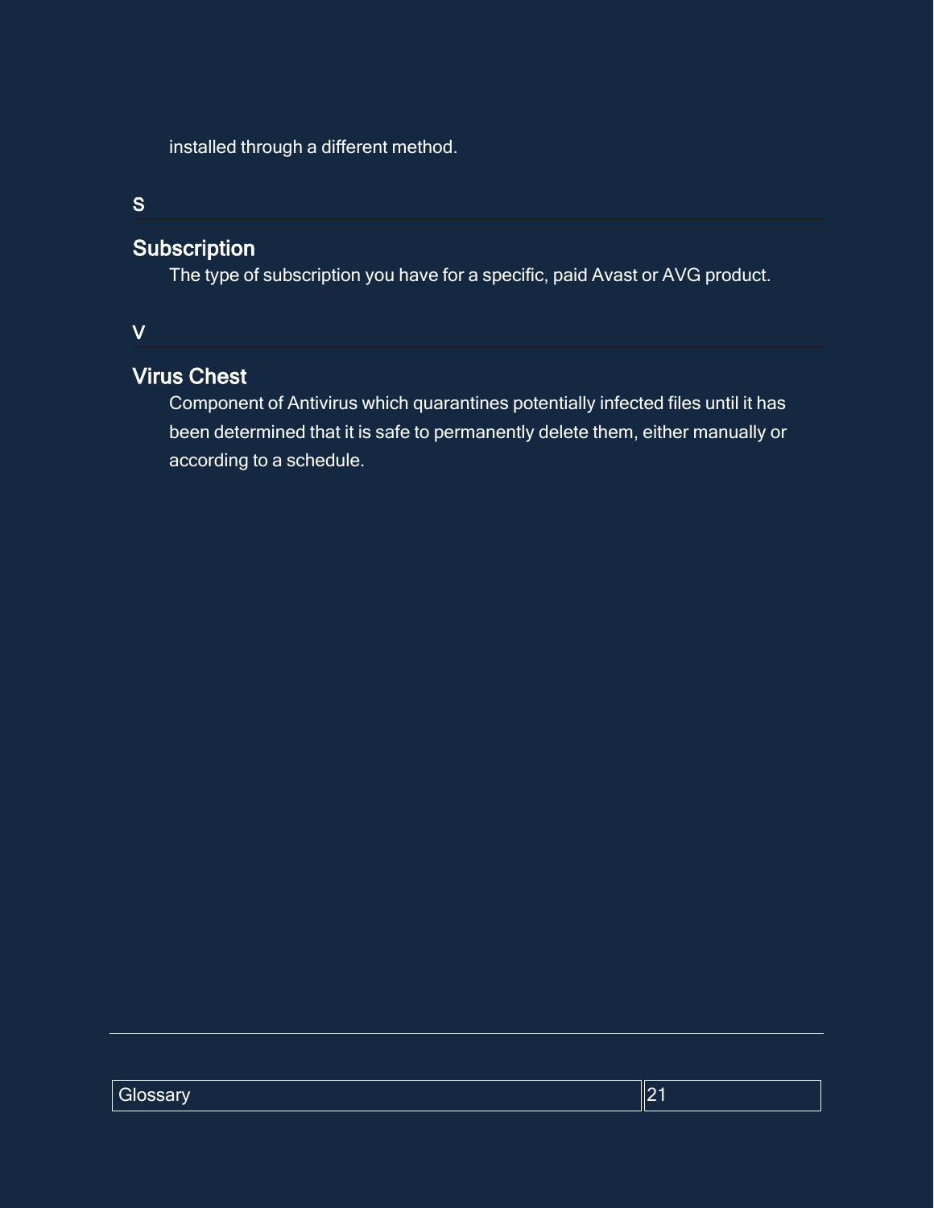installed through a different method.

## S

### Subscription

The type of subscription you have for a specific, paid Avast or AVG product.

## V

### Virus Chest

Component of Antivirus which quarantines potentially infected files until it has been determined that it is safe to permanently delete them, either manually or according to a schedule.